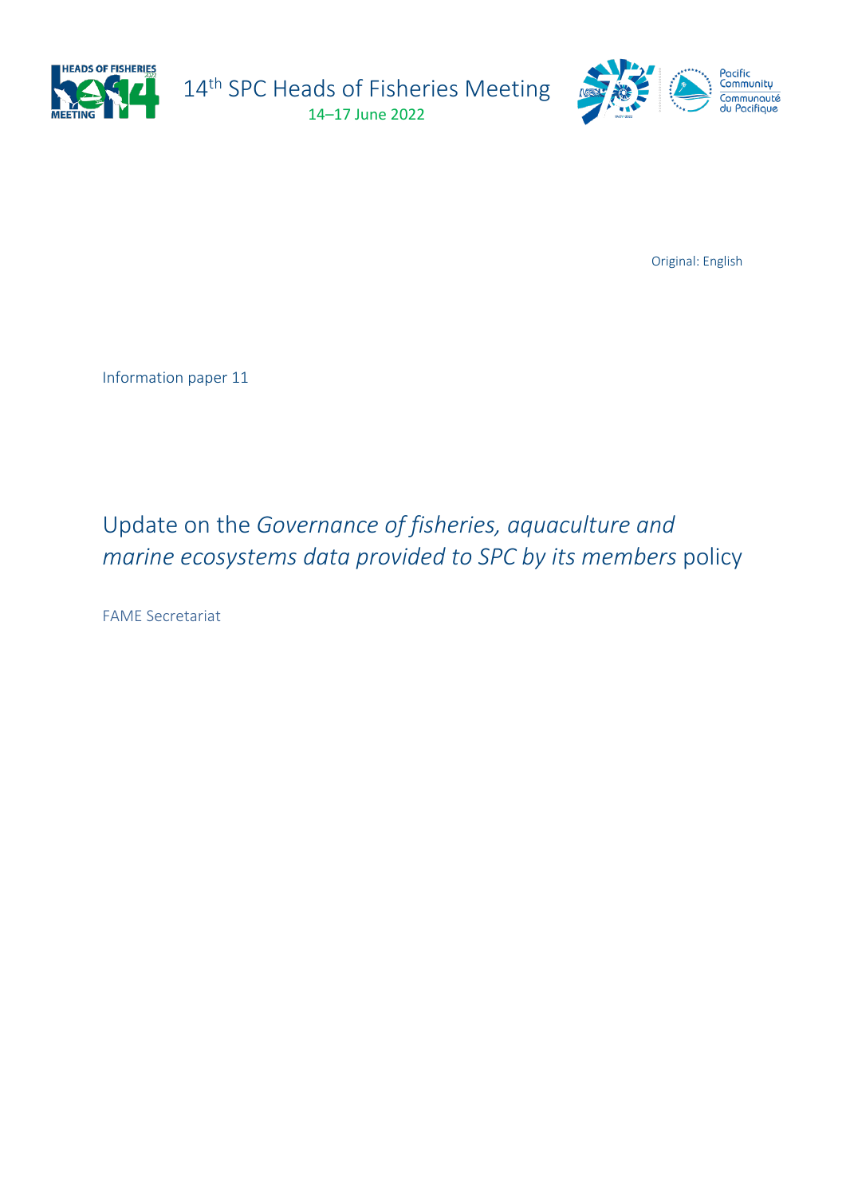14th SPC Heads of Fisheries Meeting

14–17 June 2022

Original: English

Information paper 11

# Update on the *Governance of fisheries, aquaculture and marine ecosystems data provided to SPC by its members* policy

FAME Secretariat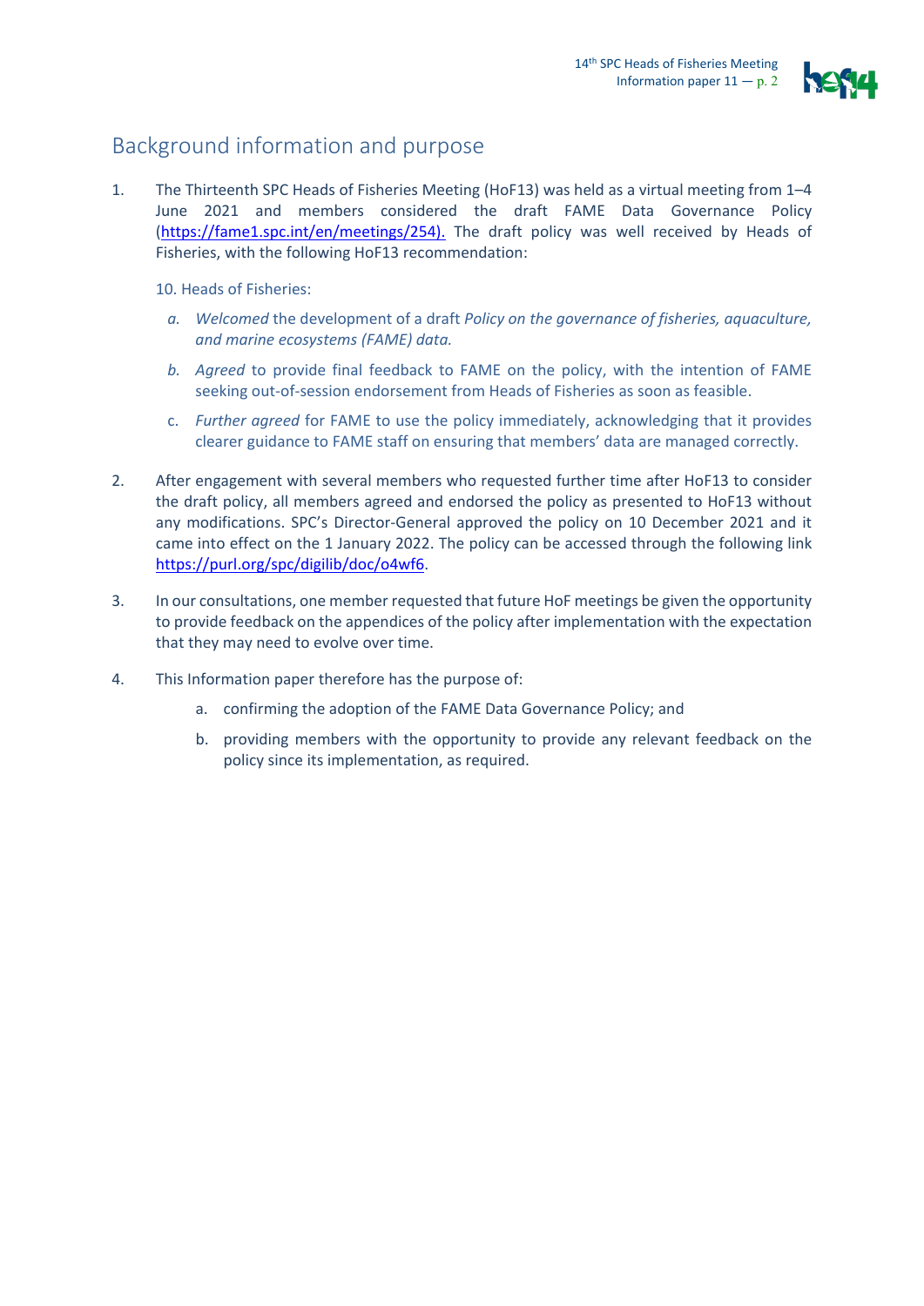## Background information and purpose

1. The Thirteenth SPC Heads of Fisheries Meeting (HoF13) was held as a virtual meeting from 1–4 June 2021 and members considered the draft FAME Data Governance Policy (https://fame1.spc.int/en/meetings/254). The draft policy was well received by Heads of Fisheries, with the following HoF13 recommendation:

   10. Heads of Fisheries:

   a. *Welcomed* the development of a draft *Policy on the governance of fisheries, aquaculture, and marine ecosystems (FAME) data.*

   b. *Agreed* to provide final feedback to FAME on the policy, with the intention of FAME seeking out-of-session endorsement from Heads of Fisheries as soon as feasible.

   c. *Further agreed* for FAME to use the policy immediately, acknowledging that it provides clearer guidance to FAME staff on ensuring that members' data are managed correctly.

2. After engagement with several members who requested further time after HoF13 to consider the draft policy, all members agreed and endorsed the policy as presented to HoF13 without any modifications. SPC's Director-General approved the policy on 10 December 2021 and it came into effect on the 1 January 2022. The policy can be accessed through the following link https://purl.org/spc/digilib/doc/o4wf6.

3. In our consultations, one member requested that future HoF meetings be given the opportunity to provide feedback on the appendices of the policy after implementation with the expectation that they may need to evolve over time.

4. This Information paper therefore has the purpose of:

   a. confirming the adoption of the FAME Data Governance Policy; and

   b. providing members with the opportunity to provide any relevant feedback on the policy since its implementation, as required.